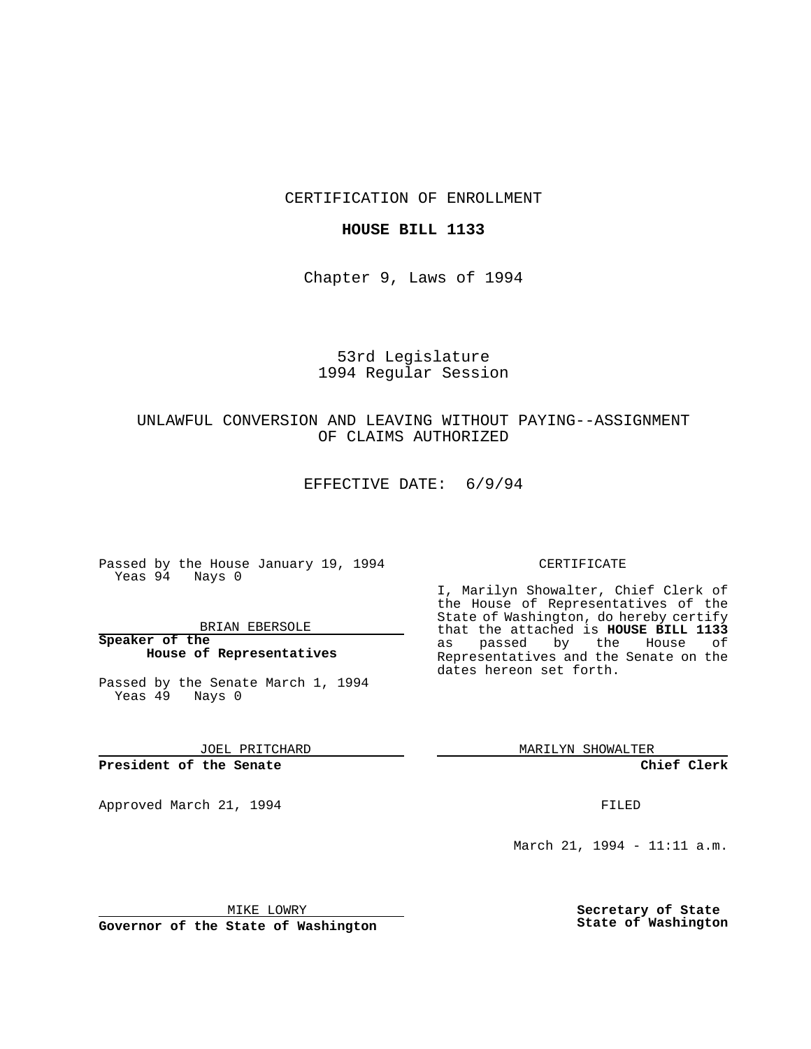CERTIFICATION OF ENROLLMENT

**HOUSE BILL 1133**

Chapter 9, Laws of 1994

53rd Legislature
1994 Regular Session

UNLAWFUL CONVERSION AND LEAVING WITHOUT PAYING--ASSIGNMENT OF CLAIMS AUTHORIZED

EFFECTIVE DATE: 6/9/94

Passed by the House January 19, 1994
Yeas 94 Nays 0

BRIAN EBERSOLE

**Speaker of the House of Representatives**

Passed by the Senate March 1, 1994
Yeas 49 Nays 0

JOEL PRITCHARD

**President of the Senate**

Approved March 21, 1994

MIKE LOWRY

**Governor of the State of Washington**

CERTIFICATE

I, Marilyn Showalter, Chief Clerk of the House of Representatives of the State of Washington, do hereby certify that the attached is **HOUSE BILL 1133** as passed by the House of Representatives and the Senate on the dates hereon set forth.

MARILYN SHOWALTER

**Chief Clerk**

FILED

March 21, 1994 - 11:11 a.m.

**Secretary of State**
**State of Washington**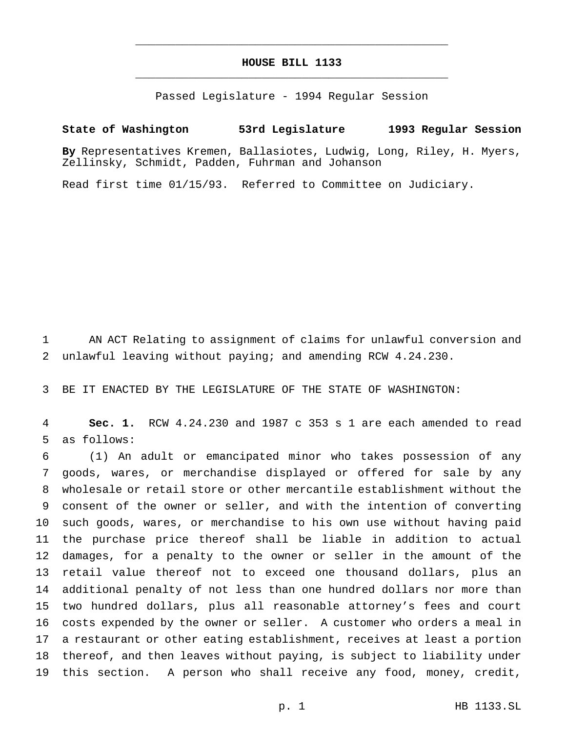# HOUSE BILL 1133

Passed Legislature - 1994 Regular Session

**State of Washington 53rd Legislature 1993 Regular Session**

**By** Representatives Kremen, Ballasiotes, Ludwig, Long, Riley, H. Myers, Zellinsky, Schmidt, Padden, Fuhrman and Johanson

Read first time 01/15/93. Referred to Committee on Judiciary.

AN ACT Relating to assignment of claims for unlawful conversion and unlawful leaving without paying; and amending RCW 4.24.230.

BE IT ENACTED BY THE LEGISLATURE OF THE STATE OF WASHINGTON:

**Sec. 1.** RCW 4.24.230 and 1987 c 353 s 1 are each amended to read as follows:

(1) An adult or emancipated minor who takes possession of any goods, wares, or merchandise displayed or offered for sale by any wholesale or retail store or other mercantile establishment without the consent of the owner or seller, and with the intention of converting such goods, wares, or merchandise to his own use without having paid the purchase price thereof shall be liable in addition to actual damages, for a penalty to the owner or seller in the amount of the retail value thereof not to exceed one thousand dollars, plus an additional penalty of not less than one hundred dollars nor more than two hundred dollars, plus all reasonable attorney's fees and court costs expended by the owner or seller. A customer who orders a meal in a restaurant or other eating establishment, receives at least a portion thereof, and then leaves without paying, is subject to liability under this section. A person who shall receive any food, money, credit,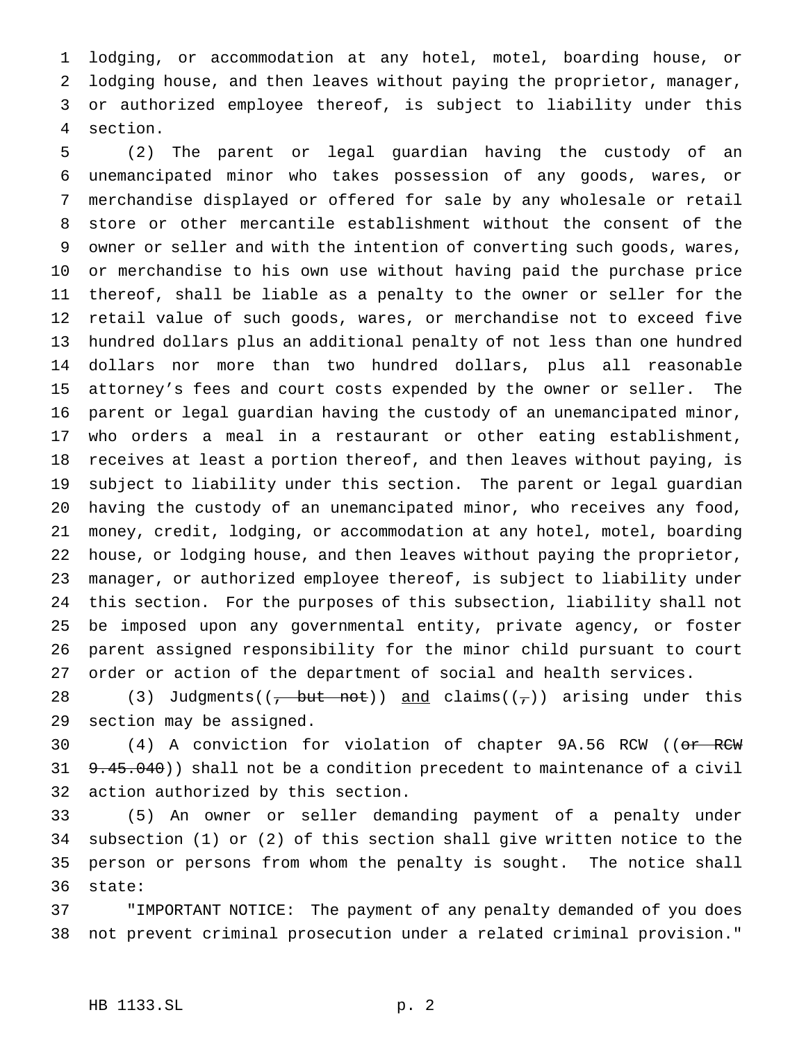lodging, or accommodation at any hotel, motel, boarding house, or lodging house, and then leaves without paying the proprietor, manager, or authorized employee thereof, is subject to liability under this section.

(2) The parent or legal guardian having the custody of an unemancipated minor who takes possession of any goods, wares, or merchandise displayed or offered for sale by any wholesale or retail store or other mercantile establishment without the consent of the owner or seller and with the intention of converting such goods, wares, or merchandise to his own use without having paid the purchase price thereof, shall be liable as a penalty to the owner or seller for the retail value of such goods, wares, or merchandise not to exceed five hundred dollars plus an additional penalty of not less than one hundred dollars nor more than two hundred dollars, plus all reasonable attorney's fees and court costs expended by the owner or seller. The parent or legal guardian having the custody of an unemancipated minor, who orders a meal in a restaurant or other eating establishment, receives at least a portion thereof, and then leaves without paying, is subject to liability under this section. The parent or legal guardian having the custody of an unemancipated minor, who receives any food, money, credit, lodging, or accommodation at any hotel, motel, boarding house, or lodging house, and then leaves without paying the proprietor, manager, or authorized employee thereof, is subject to liability under this section. For the purposes of this subsection, liability shall not be imposed upon any governmental entity, private agency, or foster parent assigned responsibility for the minor child pursuant to court order or action of the department of social and health services.

(3) Judgments((~~, but not~~)) <u>and</u> claims((~~,~~)) arising under this section may be assigned.

(4) A conviction for violation of chapter 9A.56 RCW ((~~or RCW 9.45.040~~)) shall not be a condition precedent to maintenance of a civil action authorized by this section.

(5) An owner or seller demanding payment of a penalty under subsection (1) or (2) of this section shall give written notice to the person or persons from whom the penalty is sought. The notice shall state:

"IMPORTANT NOTICE: The payment of any penalty demanded of you does not prevent criminal prosecution under a related criminal provision."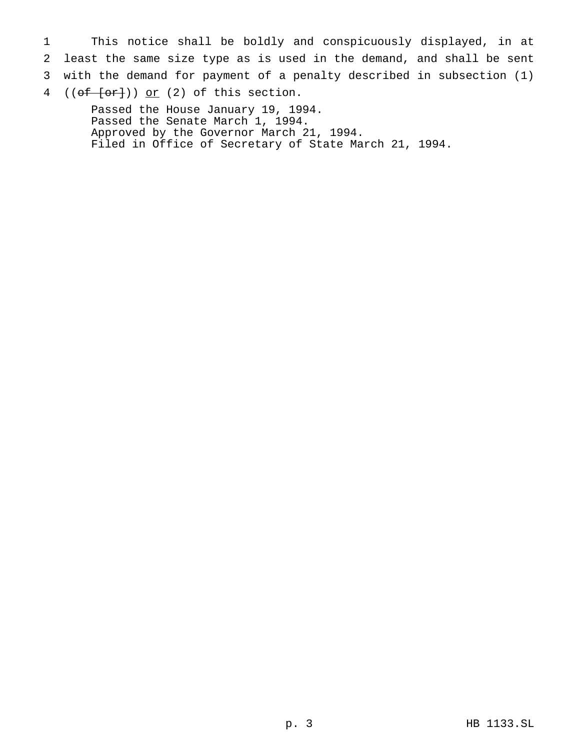This notice shall be boldly and conspicuously displayed, in at least the same size type as is used in the demand, and shall be sent with the demand for payment of a penalty described in subsection (1) ((~~of [or]~~)) <u>or</u> (2) of this section.

Passed the House January 19, 1994.
Passed the Senate March 1, 1994.
Approved by the Governor March 21, 1994.
Filed in Office of Secretary of State March 21, 1994.